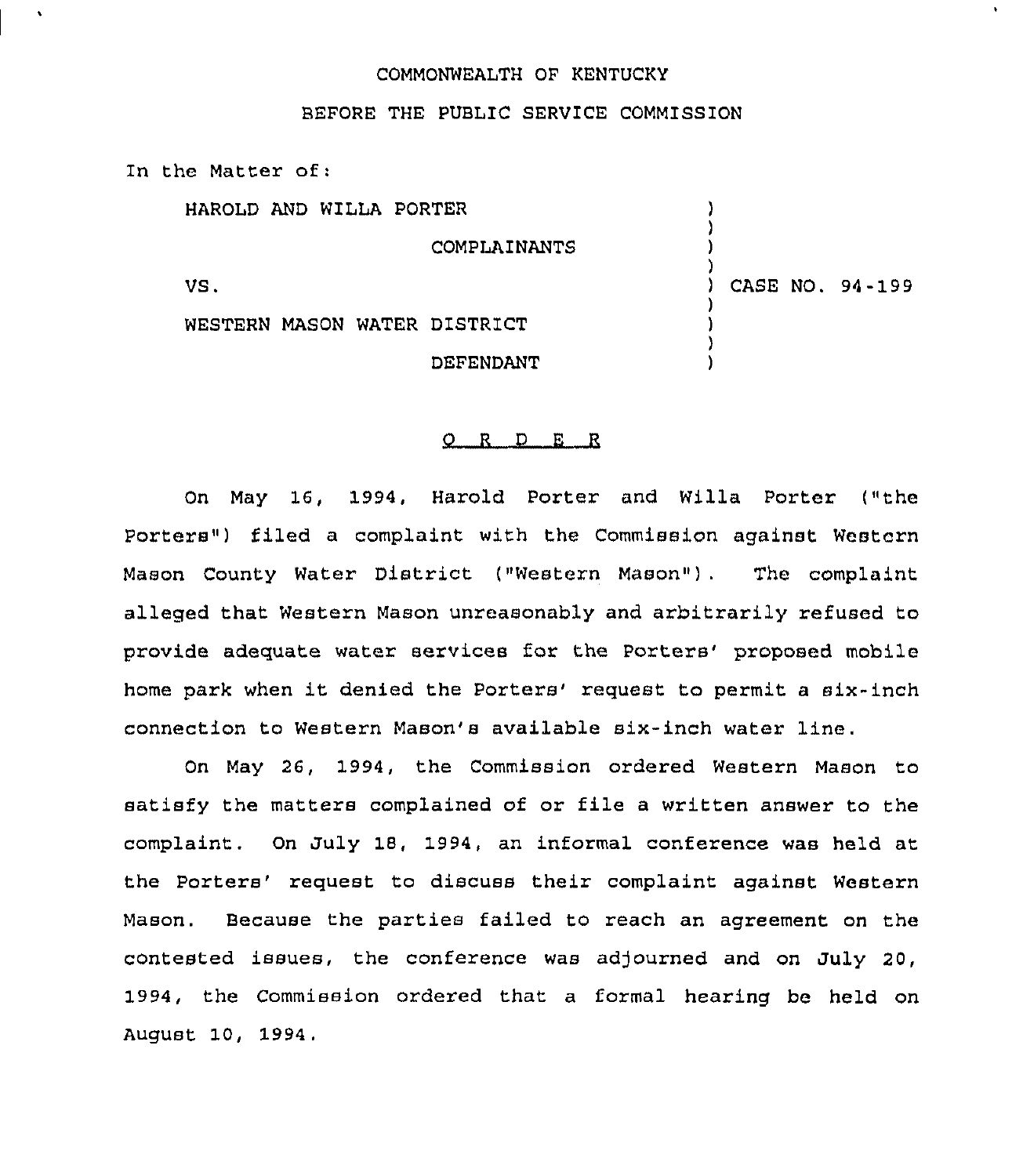COMMONWEALTH OF KENTUCKY

BEFORE THE PUBLIC SERVICE COMMISSION

In the Matter of:

| | | |
|---|---|---|
| HAROLD AND WILLA PORTER | ) | |
| COMPLAINANTS | ) | |
| VS. | ) | CASE NO. 94-199 |
| WESTERN MASON WATER DISTRICT | ) | |
| DEFENDANT | ) | |

## O R D E R

On May 16, 1994, Harold Porter and Willa Porter ("the Porters") filed a complaint with the Commission against Western Mason County Water District ("Western Mason"). The complaint alleged that Western Mason unreasonably and arbitrarily refused to provide adequate water services for the Porters' proposed mobile home park when it denied the Porters' request to permit a six-inch connection to Western Mason's available six-inch water line.

On May 26, 1994, the Commission ordered Western Mason to satisfy the matters complained of or file a written answer to the complaint. On July 18, 1994, an informal conference was held at the Porters' request to discuss their complaint against Western Mason. Because the parties failed to reach an agreement on the contested issues, the conference was adjourned and on July 20, 1994, the Commission ordered that a formal hearing be held on August 10, 1994.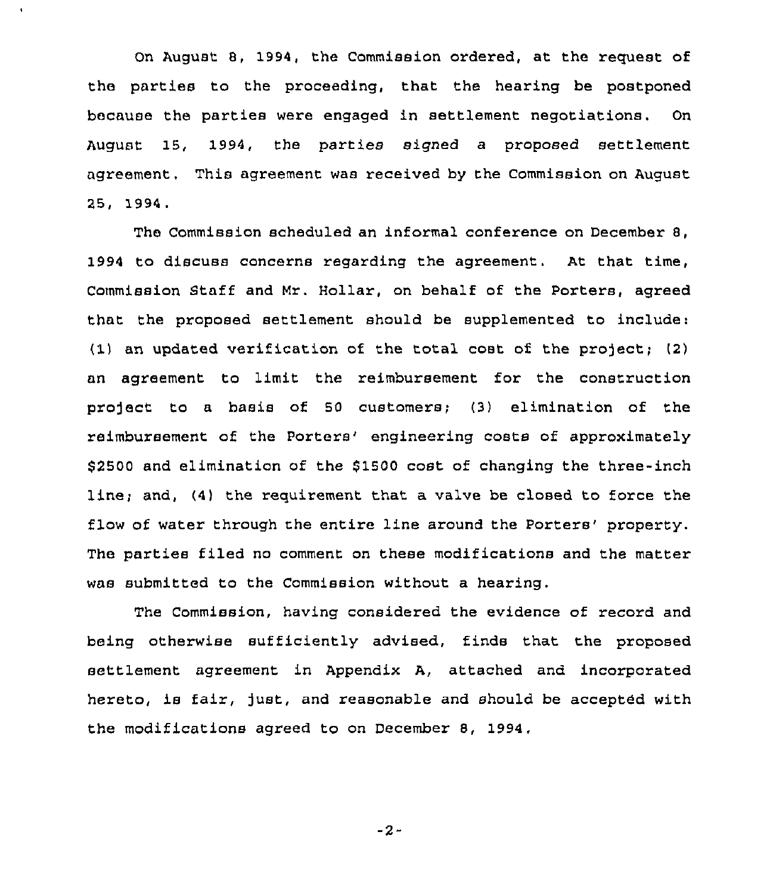On August 8, 1994, the Commission ordered, at the request of the parties to the proceeding, that the hearing be postponed because the parties were engaged in settlement negotiations. On August 15, 1994, the parties signed a proposed settlement agreement. This agreement was received by the Commission on August 25, 1994.

The Commission scheduled an informal conference on December 8, 1994 to discuss concerns regarding the agreement. At that time, Commission Staff and Mr. Hollar, on behalf of the Porters, agreed that the proposed settlement should be supplemented to include: (1) an updated verification of the total cost of the project; (2) an agreement to limit the reimbursement for the construction project to a basis of 50 customers; (3) elimination of the reimbursement of the Porters' engineering costs of approximately $2500 and elimination of the $1500 cost of changing the three-inch line; and, (4) the requirement that a valve be closed to force the flow of water through the entire line around the Porters' property. The parties filed no comment on these modifications and the matter was submitted to the Commission without a hearing.

The Commission, having considered the evidence of record and being otherwise sufficiently advised, finds that the proposed settlement agreement in Appendix A, attached and incorporated hereto, is fair, just, and reasonable and should be accepted with the modifications agreed to on December 8, 1994.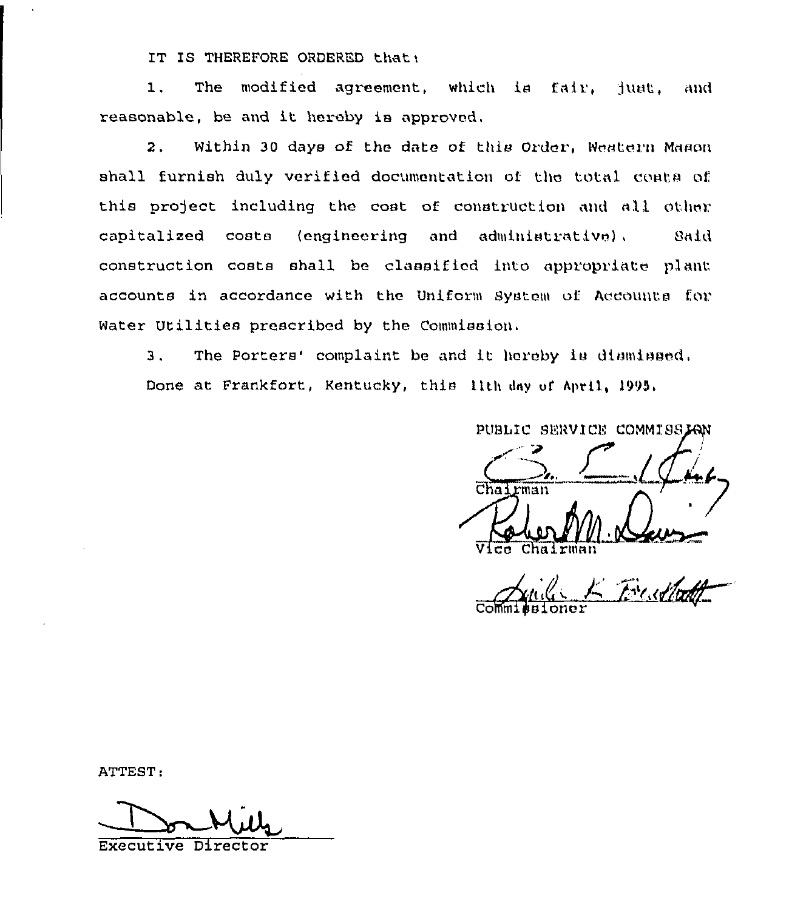IT IS THEREFORE ORDERED that:

1. The modified agreement, which is fair, just, and reasonable, be and it hereby is approved.

2. Within 30 days of the date of this Order, Western Mason shall furnish duly verified documentation of the total costs of this project including the cost of construction and all other capitalized costs (engineering and administrative). Said construction costs shall be classified into appropriate plant accounts in accordance with the Uniform System of Accounts for Water Utilities prescribed by the Commission.

3. The Porters' complaint be and it hereby is dismissed.

Done at Frankfort, Kentucky, this 11th day of April, 1995.

PUBLIC SERVICE COMMISSION

Chairman

Vice Chairman

Commissioner

ATTEST:

Executive Director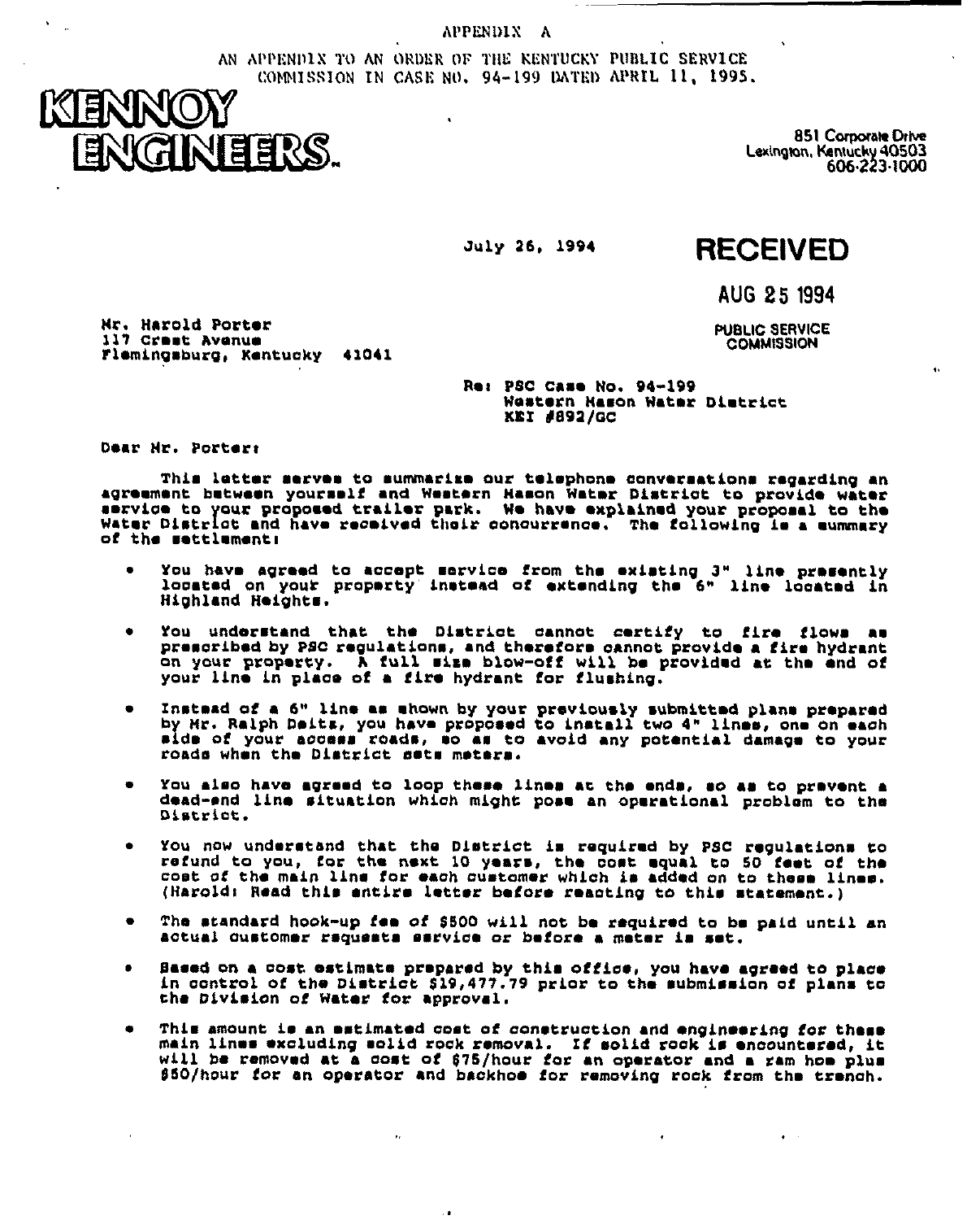APPENDIX A

AN APPENDIX TO AN ORDER OF THE KENTUCKY PUBLIC SERVICE COMMISSION IN CASE NO. 94-199 DATED APRIL 11, 1995.

**KENNOY ENGINEERS.**

851 Corporate Drive
Lexington, Kentucky 40503
606-223-1000

July 26, 1994

**RECEIVED**

AUG 25 1994

PUBLIC SERVICE COMMISSION

Mr. Harold Porter
117 Crest Avenue
Flemingsburg, Kentucky 41041

Re: PSC Case No. 94-199
Western Mason Water District
KEI #892/GC

Dear Mr. Porter:

This letter serves to summarize our telephone conversations regarding an agreement between yourself and Western Mason Water District to provide water service to your proposed trailer park. We have explained your proposal to the Water District and have received their concurrence. The following is a summary of the settlement:

- You have agreed to accept service from the existing 3" line presently located on your property instead of extending the 6" line located in Highland Heights.
- You understand that the District cannot certify to fire flows as prescribed by PSC regulations, and therefore cannot provide a fire hydrant on your property. A full size blow-off will be provided at the end of your line in place of a fire hydrant for flushing.
- Instead of a 6" line as shown by your previously submitted plans prepared by Mr. Ralph Deits, you have proposed to install two 4" lines, one on each side of your access roads, so as to avoid any potential damage to your roads when the District sets meters.
- You also have agreed to loop these lines at the ends, so as to prevent a dead-end line situation which might pose an operational problem to the District.
- You now understand that the District is required by PSC regulations to refund to you, for the next 10 years, the cost equal to 50 feet of the cost of the main line for each customer which is added on to these lines. (Harold: Read this entire letter before reacting to this statement.)
- The standard hook-up fee of $500 will not be required to be paid until an actual customer requests service or before a meter is set.
- Based on a cost estimate prepared by this office, you have agreed to place in control of the District $19,477.79 prior to the submission of plans to the Division of Water for approval.
- This amount is an estimated cost of construction and engineering for these main lines excluding solid rock removal. If solid rock is encountered, it will be removed at a cost of $75/hour for an operator and a ram hoe plus $50/hour for an operator and backhoe for removing rock from the trench.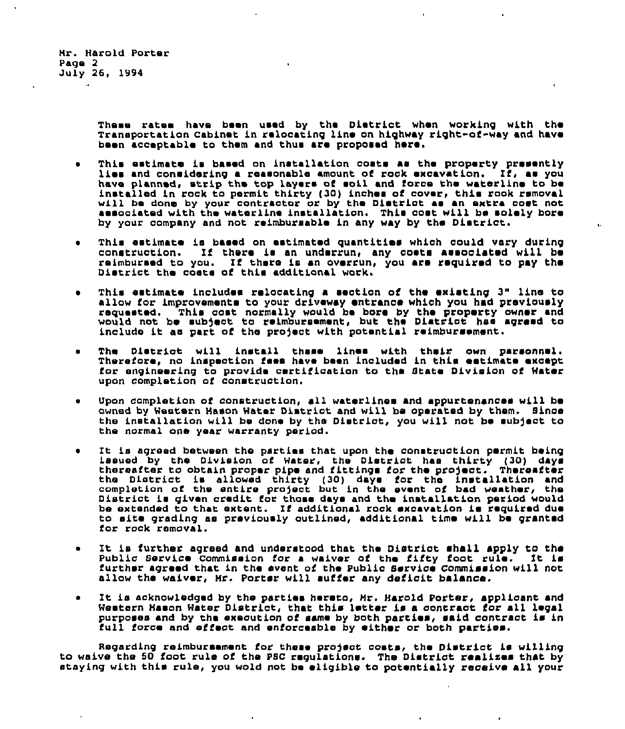Mr. Harold Porter
Page 2
July 26, 1994

These rates have been used by the District when working with the Transportation Cabinet in relocating line on highway right-of-way and have been acceptable to them and thus are proposed here.

- This estimate is based on installation costs as the property presently lies and considering a reasonable amount of rock excavation. If, as you have planned, strip the top layers of soil and force the waterline to be installed in rock to permit thirty (30) inches of cover, this rock removal will be done by your contractor or by the District as an extra cost not associated with the waterline installation. This cost will be solely bore by your company and not reimbursable in any way by the District.

- This estimate is based on estimated quantities which could vary during construction. If there is an underrun, any costs associated will be reimbursed to you. If there is an overrun, you are required to pay the District the costs of this additional work.

- This estimate includes relocating a section of the existing 3" line to allow for improvements to your driveway entrance which you had previously requested. This cost normally would be bore by the property owner and would not be subject to reimbursement, but the District has agreed to include it as part of the project with potential reimbursement.

- The District will install these lines with their own personnel. Therefore, no inspection fees have been included in this estimate except for engineering to provide certification to the State Division of Water upon completion of construction.

- Upon completion of construction, all waterlines and appurtenances will be owned by Western Mason Water District and will be operated by them. Since the installation will be done by the District, you will not be subject to the normal one year warranty period.

- It is agreed between the parties that upon the construction permit being issued by the Division of Water, the District has thirty (30) days thereafter to obtain proper pipe and fittings for the project. Thereafter the District is allowed thirty (30) days for the installation and completion of the entire project but in the event of bad weather, the District is given credit for those days and the installation period would be extended to that extent. If additional rock excavation is required due to site grading as previously outlined, additional time will be granted for rock removal.

- It is further agreed and understood that the District shall apply to the Public Service Commission for a waiver of the fifty foot rule. It is further agreed that in the event of the Public Service Commission will not allow the waiver, Mr. Porter will suffer any deficit balance.

- It is acknowledged by the parties hereto, Mr. Harold Porter, applicant and Western Mason Water District, that this letter is a contract for all legal purposes and by the execution of same by both parties, said contract is in full force and effect and enforceable by either or both parties.

Regarding reimbursement for these project costs, the District is willing to waive the 50 foot rule of the PSC regulations. The District realizes that by staying with this rule, you wold not be eligible to potentially receive all your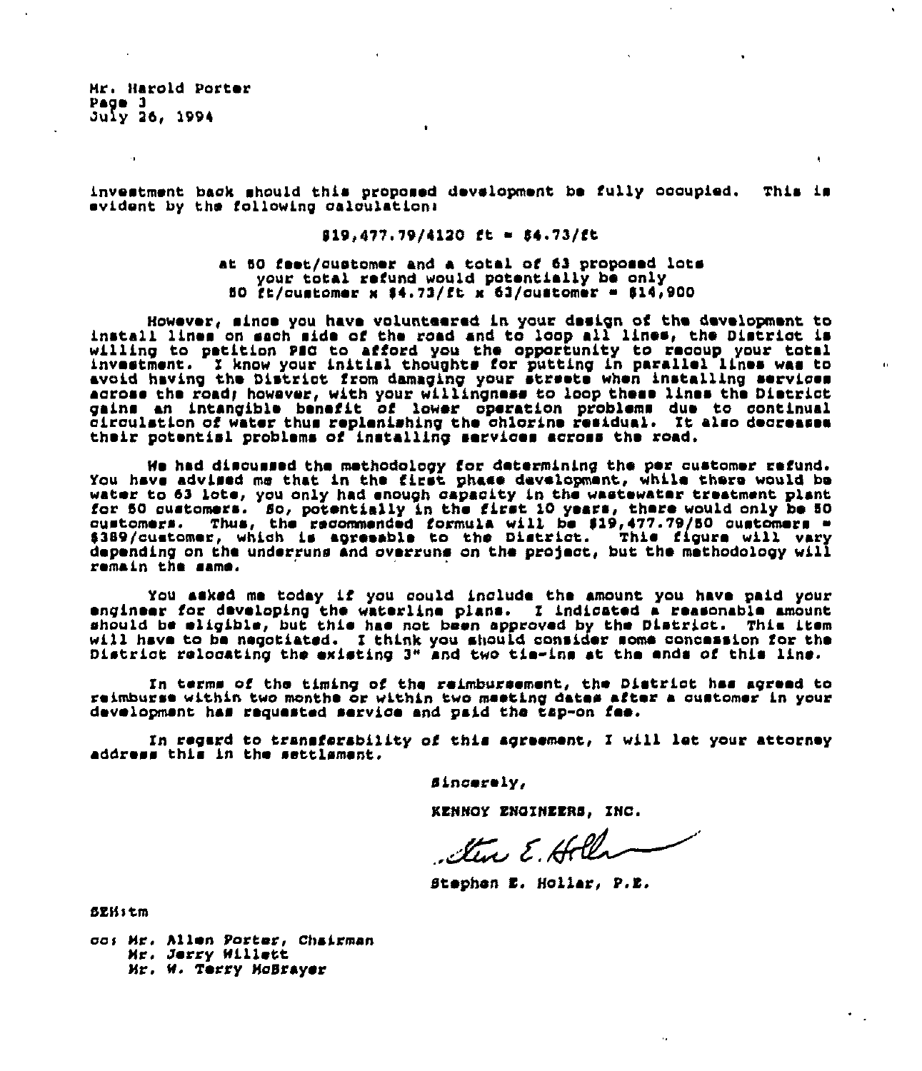Mr. Harold Porter
Page 3
July 26, 1994

investment back should this proposed development be fully occupied. This is evident by the following calculation:

$19,477.79/4120 ft = $4.73/ft

at 50 feet/customer and a total of 63 proposed lots your total refund would potentially be only
50 ft/customer x $4.73/ft x 63/customer = $14,900

However, since you have volunteered in your design of the development to install lines on each side of the road and to loop all lines, the District is willing to petition PSC to afford you the opportunity to recoup your total investment. I know your initial thoughts for putting in parallel lines was to avoid having the District from damaging your streets when installing services across the road; however, with your willingness to loop these lines the District gains an intangible benefit of lower operation problems due to continual circulation of water thus replenishing the chlorine residual. It also decreases their potential problems of installing services across the road.

We had discussed the methodology for determining the per customer refund. You have advised me that in the first phase development, while there would be water to 63 lots, you only had enough capacity in the wastewater treatment plant for 50 customers. So, potentially in the first 10 years, there would only be 50 customers. Thus, the recommended formula will be $19,477.79/50 customers = $389/customer, which is agreeable to the District. This figure will vary depending on the underruns and overruns on the project, but the methodology will remain the same.

You asked me today if you could include the amount you have paid your engineer for developing the waterline plans. I indicated a reasonable amount should be eligible, but this has not been approved by the District. This item will have to be negotiated. I think you should consider some concession for the District relocating the existing 3" and two tie-ins at the ends of this line.

In terms of the timing of the reimbursement, the District has agreed to reimburse within two months or within two meeting dates after a customer in your development has requested service and paid the tap-on fee.

In regard to transferability of this agreement, I will let your attorney address this in the settlement.

Sincerely,

KENNOY ENGINEERS, INC.

Stephen E. Hollar, P.E.

SEH:tm

cc: Mr. Allen Porter, Chairman
Mr. Jerry Willett
Mr. W. Terry McBrayer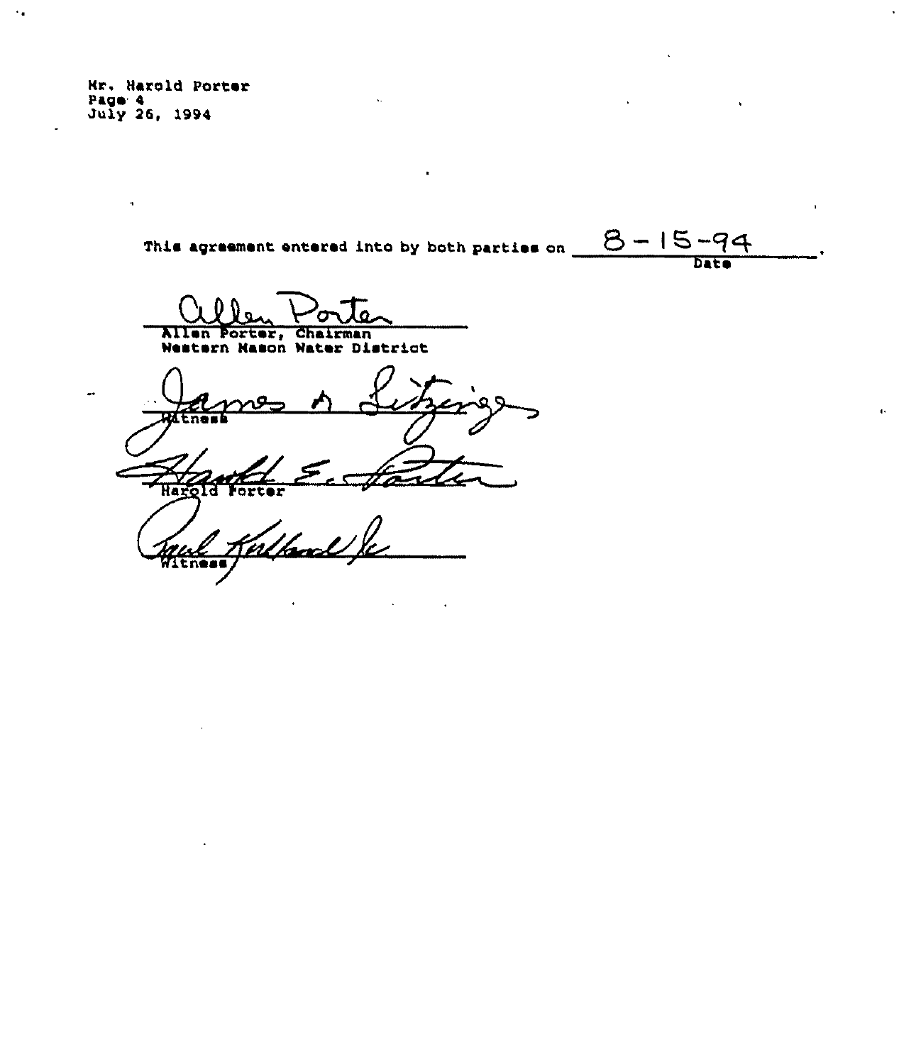Mr. Harold Porter
Page 4
July 26, 1994

This agreement entered into by both parties on 8-15-94.
Date

Allen Porter
Allen Porter, Chairman
Western Mason Water District

James A. Litzinger
Witness

Harold E. Porter
Harold Porter

Paul Kirkland Jr
Witness